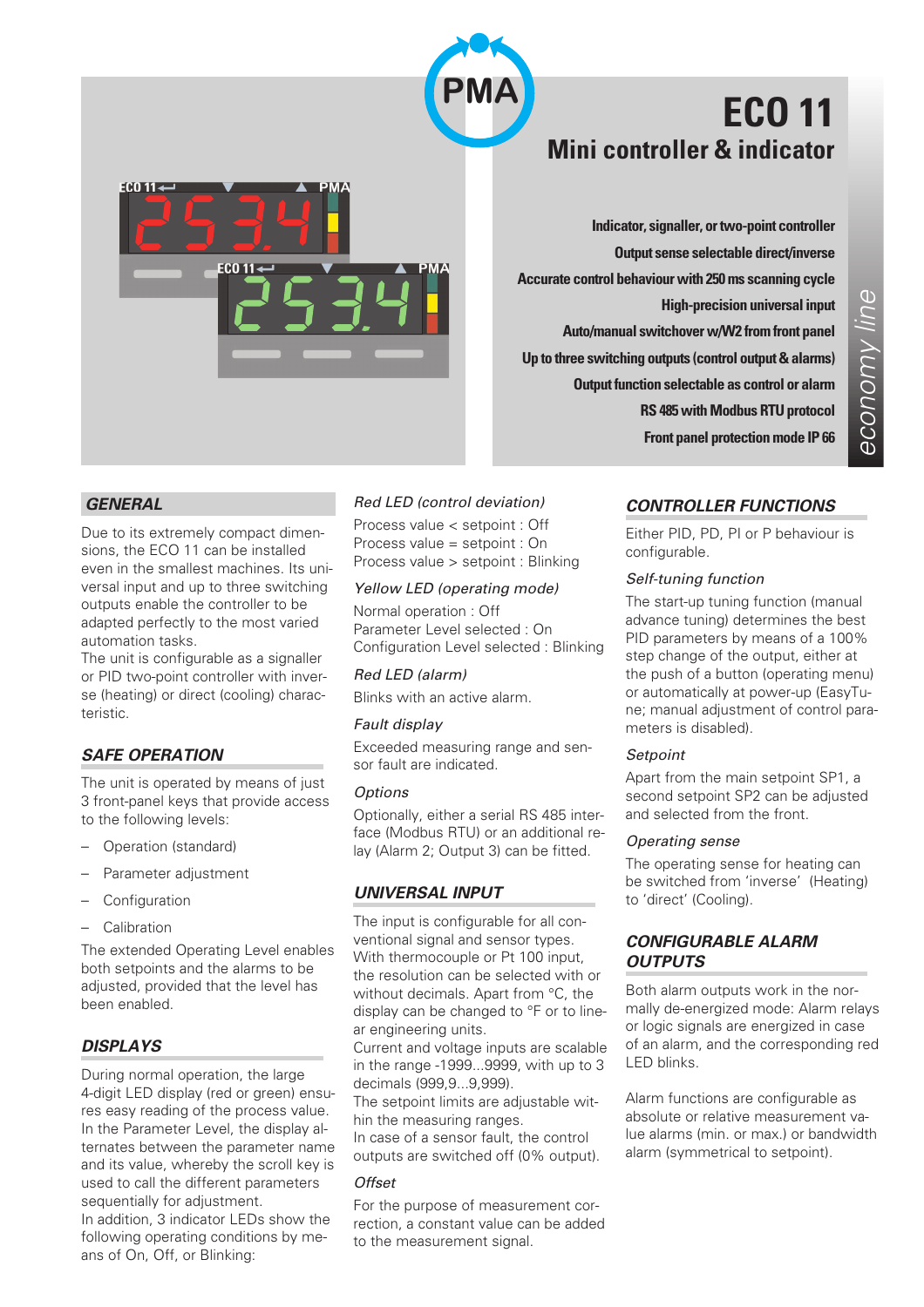# ECO 11

## Mini controller & indicator

**Indicator, signaller, or two-point controller**
**Output sense selectable direct/inverse**
**Accurate control behaviour with 250 ms scanning cycle**
**High-precision universal input**
**Auto/manual switchover w/W2 from front panel**
**Up to three switching outputs (control output & alarms)**
**Output function selectable as control or alarm**
**RS 485 with Modbus RTU protocol**
**Front panel protection mode IP 66**

*economy line*

### GENERAL

Due to its extremely compact dimensions, the ECO 11 can be installed even in the smallest machines. Its universal input and up to three switching outputs enable the controller to be adapted perfectly to the most varied automation tasks.
The unit is configurable as a signaller or PID two-point controller with inverse (heating) or direct (cooling) characteristic.

### SAFE OPERATION

The unit is operated by means of just 3 front-panel keys that provide access to the following levels:

- Operation (standard)
- Parameter adjustment
- Configuration
- Calibration

The extended Operating Level enables both setpoints and the alarms to be adjusted, provided that the level has been enabled.

### DISPLAYS

During normal operation, the large 4-digit LED display (red or green) ensures easy reading of the process value. In the Parameter Level, the display alternates between the parameter name and its value, whereby the scroll key is used to call the different parameters sequentially for adjustment.
In addition, 3 indicator LEDs show the following operating conditions by means of On, Off, or Blinking:

*Red LED (control deviation)*

Process value < setpoint : Off
Process value = setpoint : On
Process value > setpoint : Blinking

*Yellow LED (operating mode)*

Normal operation : Off
Parameter Level selected : On
Configuration Level selected : Blinking

*Red LED (alarm)*

Blinks with an active alarm.

*Fault display*

Exceeded measuring range and sensor fault are indicated.

*Options*

Optionally, either a serial RS 485 interface (Modbus RTU) or an additional relay (Alarm 2; Output 3) can be fitted.

### UNIVERSAL INPUT

The input is configurable for all conventional signal and sensor types. With thermocouple or Pt 100 input, the resolution can be selected with or without decimals. Apart from °C, the display can be changed to °F or to linear engineering units.
Current and voltage inputs are scalable in the range -1999...9999, with up to 3 decimals (999,9...9,999).
The setpoint limits are adjustable within the measuring ranges.
In case of a sensor fault, the control outputs are switched off (0% output).

*Offset*

For the purpose of measurement correction, a constant value can be added to the measurement signal.

### CONTROLLER FUNCTIONS

Either PID, PD, PI or P behaviour is configurable.

*Self-tuning function*

The start-up tuning function (manual advance tuning) determines the best PID parameters by means of a 100% step change of the output, either at the push of a button (operating menu) or automatically at power-up (EasyTune; manual adjustment of control parameters is disabled).

*Setpoint*

Apart from the main setpoint SP1, a second setpoint SP2 can be adjusted and selected from the front.

*Operating sense*

The operating sense for heating can be switched from 'inverse' (Heating) to 'direct' (Cooling).

### CONFIGURABLE ALARM OUTPUTS

Both alarm outputs work in the normally de-energized mode: Alarm relays or logic signals are energized in case of an alarm, and the corresponding red LED blinks.

Alarm functions are configurable as absolute or relative measurement value alarms (min. or max.) or bandwidth alarm (symmetrical to setpoint).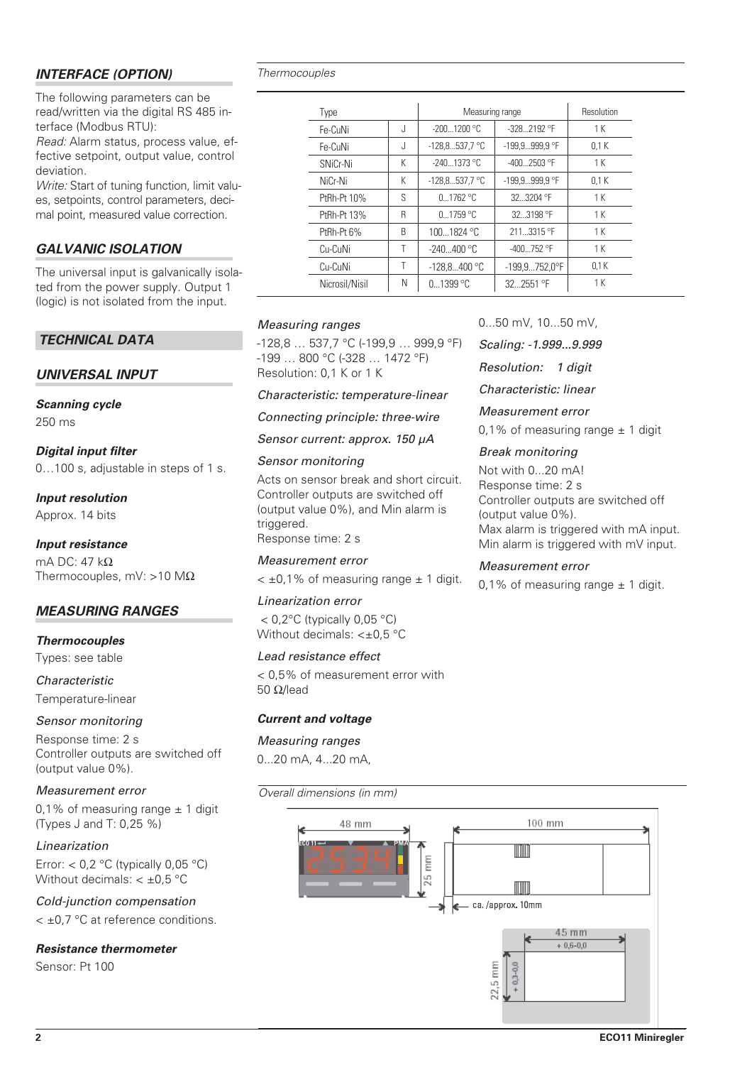## INTERFACE (OPTION)

The following parameters can be read/written via the digital RS 485 interface (Modbus RTU):

*Read:* Alarm status, process value, effective setpoint, output value, control deviation.

*Write:* Start of tuning function, limit values, setpoints, control parameters, decimal point, measured value correction.

## GALVANIC ISOLATION

The universal input is galvanically isolated from the power supply. Output 1 (logic) is not isolated from the input.

## TECHNICAL DATA

## UNIVERSAL INPUT

**Scanning cycle**

250 ms

**Digital input filter**

0…100 s, adjustable in steps of 1 s.

**Input resolution**

Approx. 14 bits

**Input resistance**

mA DC: 47 kΩ
Thermocouples, mV: >10 MΩ

## MEASURING RANGES

**Thermocouples**

Types: see table

*Characteristic*

Temperature-linear

*Sensor monitoring*

Response time: 2 s
Controller outputs are switched off (output value 0%).

*Measurement error*

0,1% of measuring range ± 1 digit
(Types J and T: 0,25 %)

*Linearization*

Error: < 0,2 °C (typically 0,05 °C)
Without decimals: < ±0,5 °C

*Cold-junction compensation*

< ±0,7 °C at reference conditions.

**Resistance thermometer**

Sensor: Pt 100

*Thermocouples*

| Type | | Measuring range | | Resolution |
|---|---|---|---|---|
| Fe-CuNi | J | -200...1200 °C | -328...2192 °F | 1 K |
| Fe-CuNi | J | -128,8...537,7 °C | -199,9...999,9 °F | 0,1 K |
| SNiCr-Ni | K | -240...1373 °C | -400...2503 °F | 1 K |
| NiCr-Ni | K | -128,8...537,7 °C | -199,9...999,9 °F | 0,1 K |
| PtRh-Pt 10% | S | 0...1762 °C | 32...3204 °F | 1 K |
| PtRh-Pt 13% | R | 0...1759 °C | 32...3198 °F | 1 K |
| PtRh-Pt 6% | B | 100...1824 °C | 211...3315 °F | 1 K |
| Cu-CuNi | T | -240...400 °C | -400...752 °F | 1 K |
| Cu-CuNi | T | -128,8...400 °C | -199,9...752,0°F | 0,1 K |
| Nicrosil/Nisil | N | 0...1399 °C | 32...2551 °F | 1 K |

*Measuring ranges*

-128,8 … 537,7 °C (-199,9 … 999,9 °F)
-199 … 800 °C (-328 … 1472 °F)
Resolution: 0,1 K or 1 K

*Characteristic: temperature-linear*

*Connecting principle: three-wire*

*Sensor current: approx. 150 µA*

*Sensor monitoring*

Acts on sensor break and short circuit. Controller outputs are switched off (output value 0%), and Min alarm is triggered.
Response time: 2 s

*Measurement error*

< ±0,1% of measuring range ± 1 digit.

*Linearization error*

< 0,2°C (typically 0,05 °C)
Without decimals: <±0,5 °C

*Lead resistance effect*

< 0,5% of measurement error with 50 Ω/lead

**Current and voltage**

*Measuring ranges*

0...20 mA, 4...20 mA,
0...50 mV, 10...50 mV,

*Scaling: -1.999...9.999*

*Resolution: 1 digit*

*Characteristic: linear*

*Measurement error*

0,1% of measuring range ± 1 digit

*Break monitoring*

Not with 0...20 mA!
Response time: 2 s
Controller outputs are switched off (output value 0%).
Max alarm is triggered with mA input.
Min alarm is triggered with mV input.

*Measurement error*

0,1% of measuring range ± 1 digit.

*Overall dimensions (in mm)*

48 mm; 25 mm; 100 mm; ca. /approx. 10mm; 45 mm + 0,6-0,0; 22,5 mm + 0,3-0,0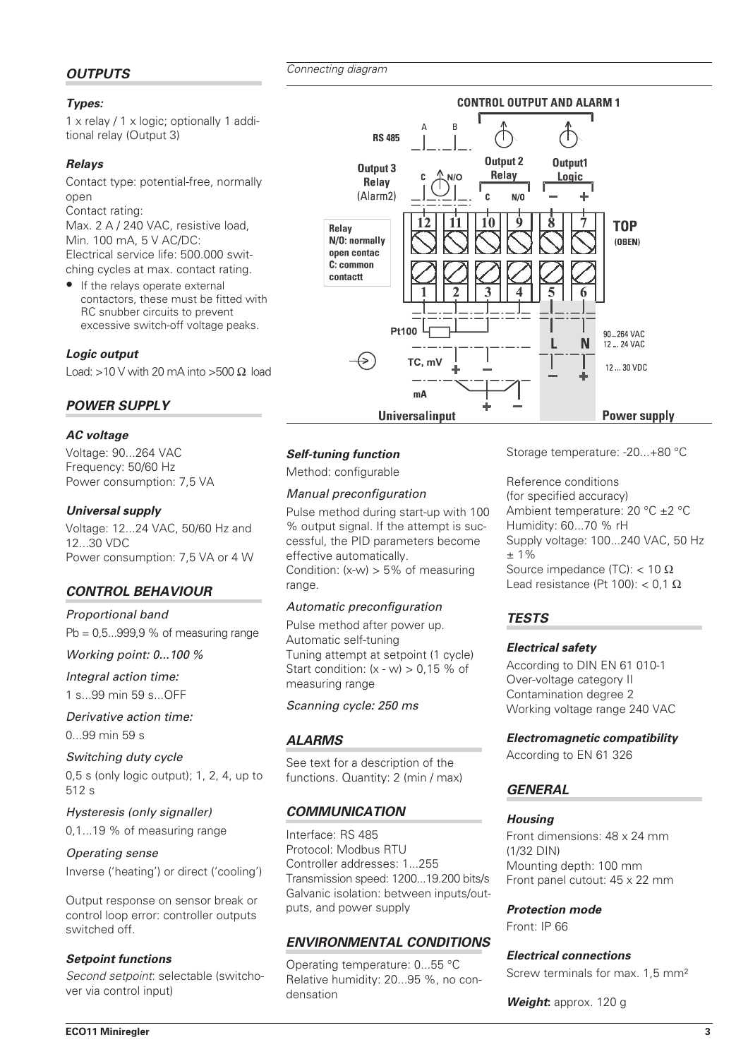## *OUTPUTS*

### *Types:*

1 x relay / 1 x logic; optionally 1 additional relay (Output 3)

### *Relays*

Contact type: potential-free, normally open
Contact rating:
Max. 2 A / 240 VAC, resistive load,
Min. 100 mA, 5 V AC/DC:
Electrical service life: 500.000 switching cycles at max. contact rating.

- If the relays operate external contactors, these must be fitted with RC snubber circuits to prevent excessive switch-off voltage peaks.

### *Logic output*

Load: >10 V with 20 mA into >500 Ω load

## *POWER SUPPLY*

### *AC voltage*

Voltage: 90...264 VAC
Frequency: 50/60 Hz
Power consumption: 7,5 VA

### *Universal supply*

Voltage: 12...24 VAC, 50/60 Hz and 12...30 VDC
Power consumption: 7,5 VA or 4 W

## *CONTROL BEHAVIOUR*

*Proportional band*

Pb = 0,5...999,9 % of measuring range

*Working point: 0...100 %*

*Integral action time:*

1 s...99 min 59 s...OFF

*Derivative action time:*

0...99 min 59 s

*Switching duty cycle*

0,5 s (only logic output); 1, 2, 4, up to 512 s

*Hysteresis (only signaller)*

0,1...19 % of measuring range

*Operating sense*

Inverse ('heating') or direct ('cooling')

Output response on sensor break or control loop error: controller outputs switched off.

### *Setpoint functions*

*Second setpoint*: selectable (switchover via control input)

*Connecting diagram*

CONTROL OUTPUT AND ALARM 1

RS 485 (A, B) | Output 3 Relay (Alarm2) C, N/O | Output 2 Relay C, N/O | Output1 Logic −, +

Terminals: 12, 11, 10, 9, 8, 7 — TOP (OBEN)

Terminals: 1, 2, 3, 4, 5, 6

Relay
N/O: normally open contac
C: common contactt

Pt100 | TC, mV (+, −) | mA (+, −) — Universalinput

L, N: 90...264 VAC, 12 ... 24 VAC | −, +: 12 ... 30 VDC — Power supply

### *Self-tuning function*

Method: configurable

*Manual preconfiguration*

Pulse method during start-up with 100 % output signal. If the attempt is successful, the PID parameters become effective automatically.
Condition: (x-w) > 5% of measuring range.

*Automatic preconfiguration*

Pulse method after power up.
Automatic self-tuning
Tuning attempt at setpoint (1 cycle)
Start condition: (x - w) > 0,15 % of measuring range

*Scanning cycle: 250 ms*

## *ALARMS*

See text for a description of the functions. Quantity: 2 (min / max)

## *COMMUNICATION*

Interface: RS 485
Protocol: Modbus RTU
Controller addresses: 1...255
Transmission speed: 1200...19.200 bits/s
Galvanic isolation: between inputs/outputs, and power supply

## *ENVIRONMENTAL CONDITIONS*

Operating temperature: 0...55 °C
Relative humidity: 20...95 %, no condensation

Storage temperature: -20...+80 °C

Reference conditions
(for specified accuracy)
Ambient temperature: 20 °C ±2 °C
Humidity: 60...70 % rH
Supply voltage: 100...240 VAC, 50 Hz ± 1%
Source impedance (TC): < 10 Ω
Lead resistance (Pt 100): < 0,1 Ω

## *TESTS*

### *Electrical safety*

According to DIN EN 61 010-1
Over-voltage category II
Contamination degree 2
Working voltage range 240 VAC

### *Electromagnetic compatibility*

According to EN 61 326

## *GENERAL*

### *Housing*

Front dimensions: 48 x 24 mm (1/32 DIN)
Mounting depth: 100 mm
Front panel cutout: 45 x 22 mm

### *Protection mode*

Front: IP 66

### *Electrical connections*

Screw terminals for max. 1,5 mm²

***Weight***: approx. 120 g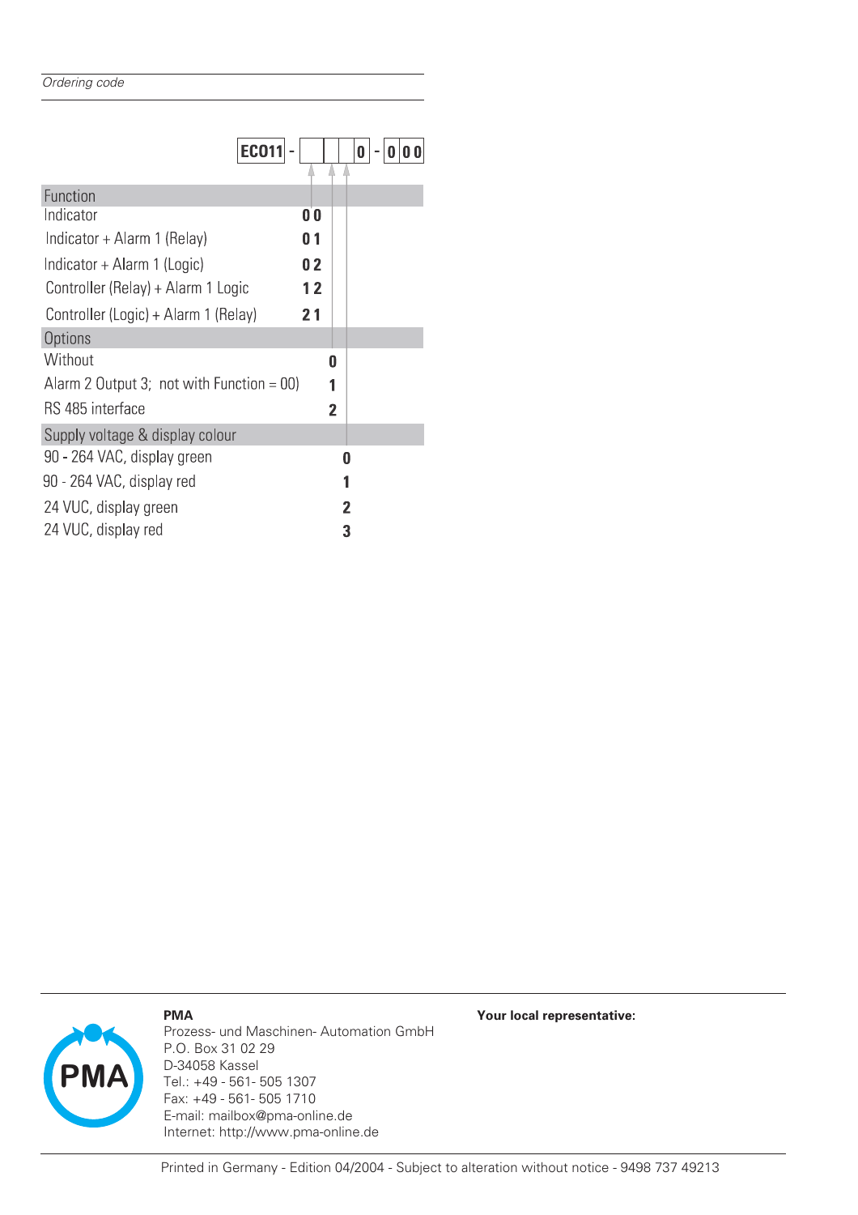*Ordering code*

**ECO11 - [ ][ ][ ] 0 - 0 0 0**

| Function | |
|---|---|
| Indicator | 0 0 |
| Indicator + Alarm 1 (Relay) | 0 1 |
| Indicator + Alarm 1 (Logic) | 0 2 |
| Controller (Relay) + Alarm 1 Logic | 1 2 |
| Controller (Logic) + Alarm 1 (Relay) | 2 1 |

| Options | |
|---|---|
| Without | 0 |
| Alarm 2 Output 3; not with Function = 00) | 1 |
| RS 485 interface | 2 |

| Supply voltage & display colour | |
|---|---|
| 90 - 264 VAC, display green | 0 |
| 90 - 264 VAC, display red | 1 |
| 24 VUC, display green | 2 |
| 24 VUC, display red | 3 |

**PMA**
Prozess- und Maschinen- Automation GmbH
P.O. Box 31 02 29
D-34058 Kassel
Tel.: +49 - 561- 505 1307
Fax: +49 - 561- 505 1710
E-mail: mailbox@pma-online.de
Internet: http://www.pma-online.de

**Your local representative:**

Printed in Germany - Edition 04/2004 - Subject to alteration without notice - 9498 737 49213